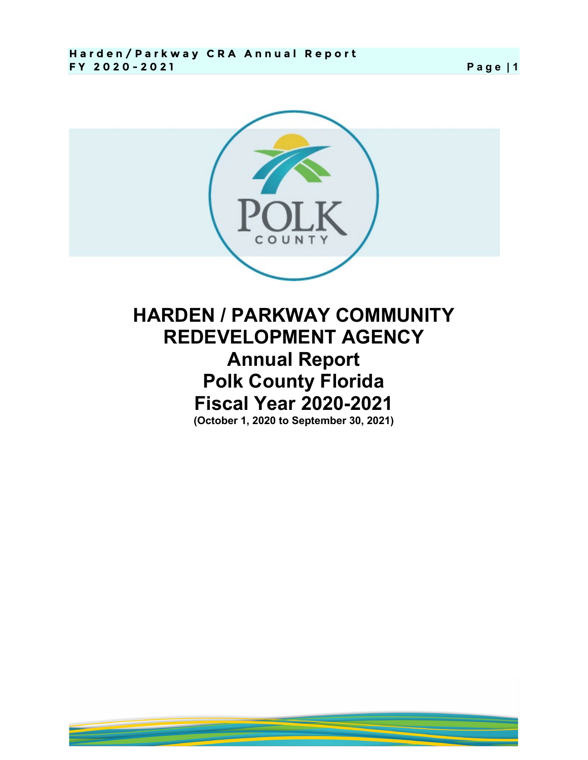# HARDEN / PARKWAY COMMUNITY REDEVELOPMENT AGENCY

## Annual Report
## Polk County Florida
## Fiscal Year 2020-2021

**(October 1, 2020 to September 30, 2021)**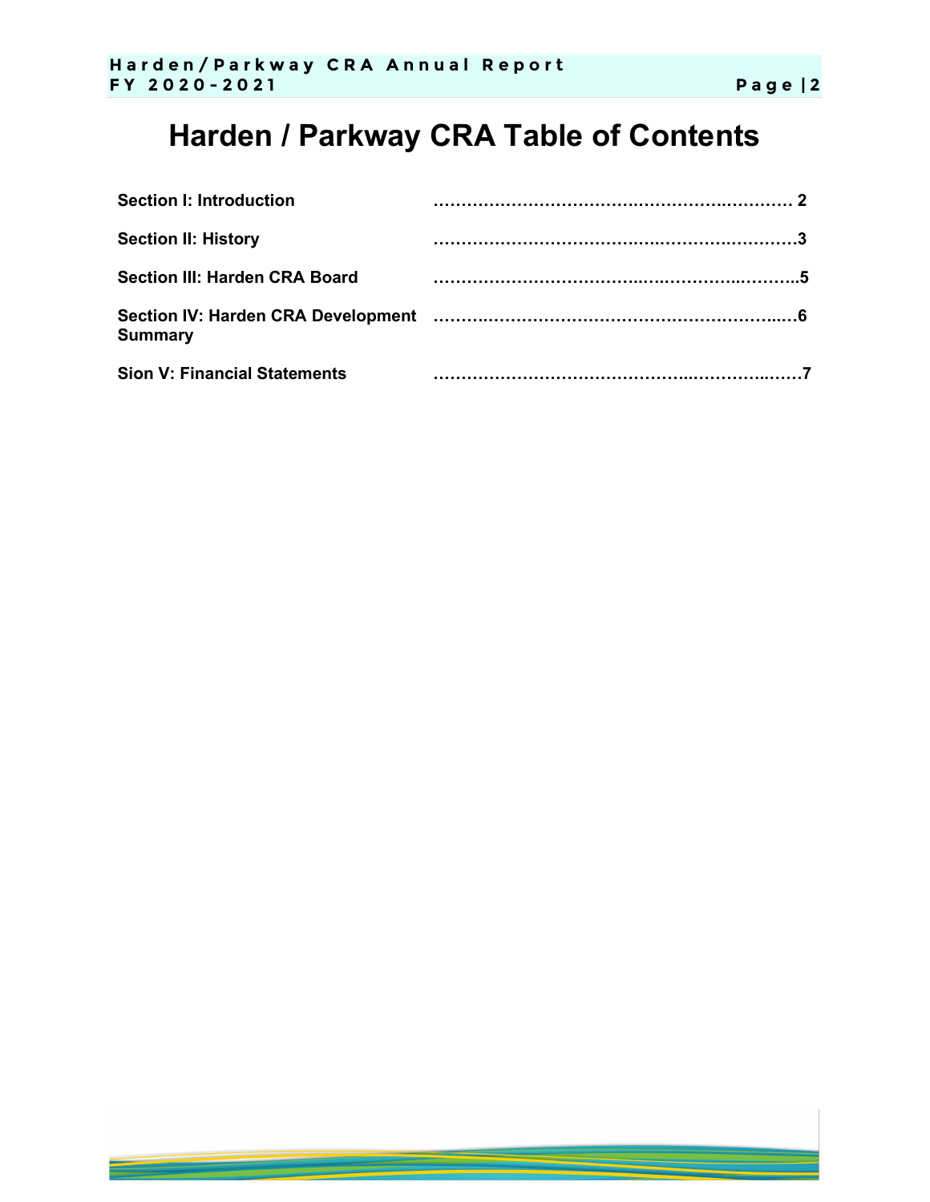# Harden / Parkway CRA Table of Contents

| | |
|---|---|
| **Section I: Introduction** | **……………………………………………………… 2** |
| **Section II: History** | **………………………………………………………3** |
| **Section III: Harden CRA Board** | **………………………………………………………..5** |
| **Section IV: Harden CRA Development Summary** | **………………………………………………………..6** |
| **Sion V: Financial Statements** | **………………………………………………………7** |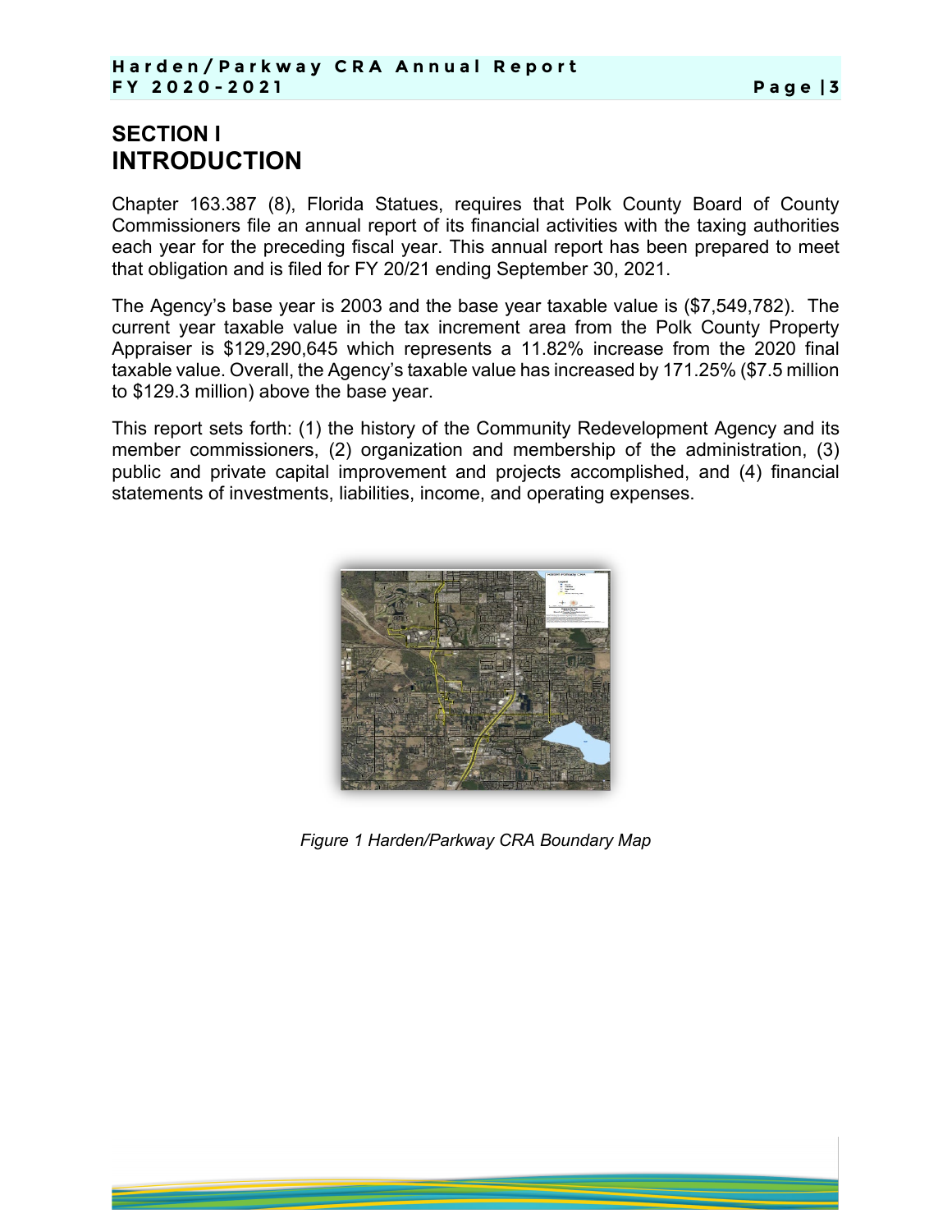# SECTION I
# INTRODUCTION

Chapter 163.387 (8), Florida Statues, requires that Polk County Board of County Commissioners file an annual report of its financial activities with the taxing authorities each year for the preceding fiscal year. This annual report has been prepared to meet that obligation and is filed for FY 20/21 ending September 30, 2021.

The Agency's base year is 2003 and the base year taxable value is ($7,549,782). The current year taxable value in the tax increment area from the Polk County Property Appraiser is $129,290,645 which represents a 11.82% increase from the 2020 final taxable value. Overall, the Agency's taxable value has increased by 171.25% ($7.5 million to $129.3 million) above the base year.

This report sets forth: (1) the history of the Community Redevelopment Agency and its member commissioners, (2) organization and membership of the administration, (3) public and private capital improvement and projects accomplished, and (4) financial statements of investments, liabilities, income, and operating expenses.

*Figure 1 Harden/Parkway CRA Boundary Map*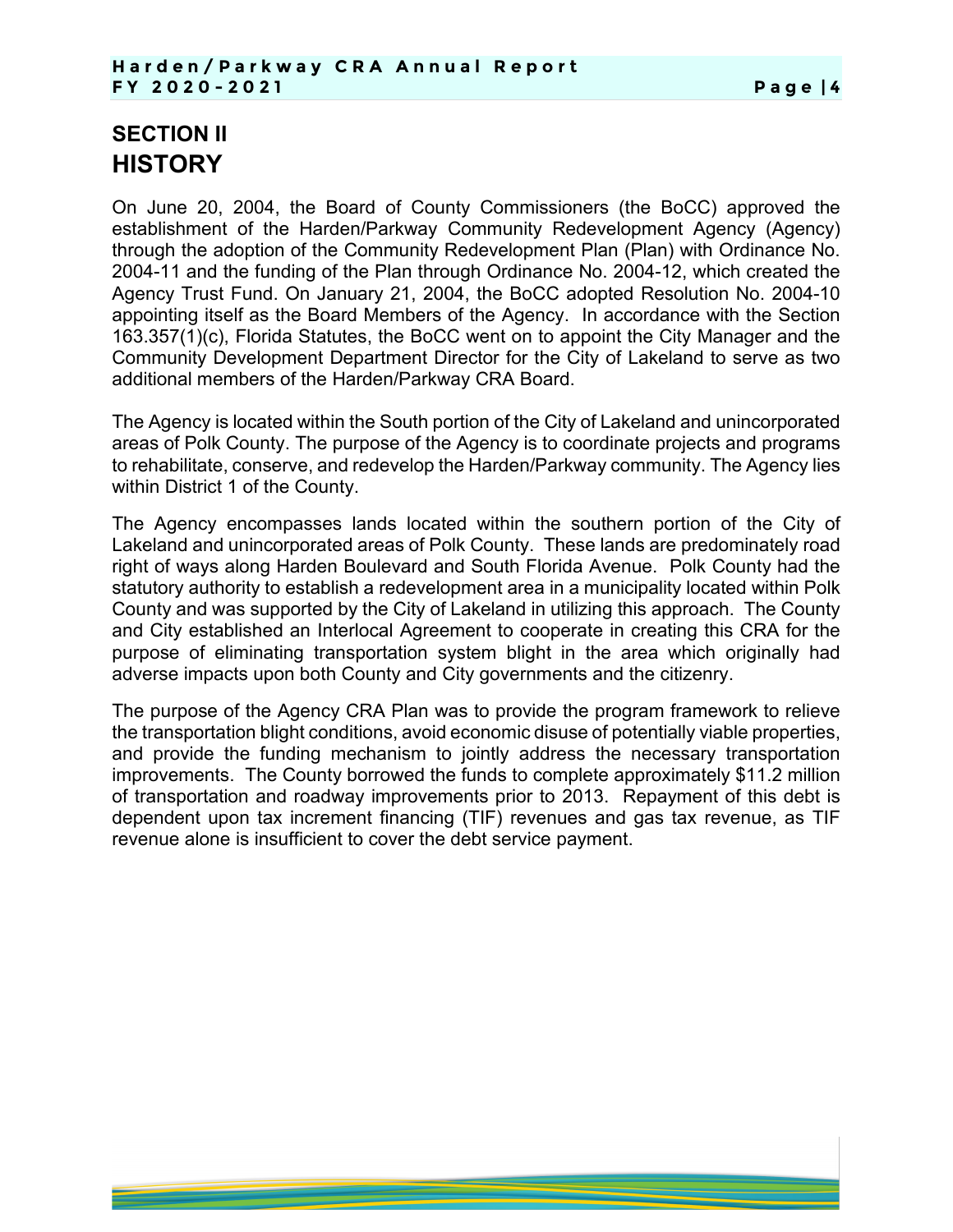## SECTION II
# HISTORY

On June 20, 2004, the Board of County Commissioners (the BoCC) approved the establishment of the Harden/Parkway Community Redevelopment Agency (Agency) through the adoption of the Community Redevelopment Plan (Plan) with Ordinance No. 2004-11 and the funding of the Plan through Ordinance No. 2004-12, which created the Agency Trust Fund. On January 21, 2004, the BoCC adopted Resolution No. 2004-10 appointing itself as the Board Members of the Agency. In accordance with the Section 163.357(1)(c), Florida Statutes, the BoCC went on to appoint the City Manager and the Community Development Department Director for the City of Lakeland to serve as two additional members of the Harden/Parkway CRA Board.

The Agency is located within the South portion of the City of Lakeland and unincorporated areas of Polk County. The purpose of the Agency is to coordinate projects and programs to rehabilitate, conserve, and redevelop the Harden/Parkway community. The Agency lies within District 1 of the County.

The Agency encompasses lands located within the southern portion of the City of Lakeland and unincorporated areas of Polk County. These lands are predominately road right of ways along Harden Boulevard and South Florida Avenue. Polk County had the statutory authority to establish a redevelopment area in a municipality located within Polk County and was supported by the City of Lakeland in utilizing this approach. The County and City established an Interlocal Agreement to cooperate in creating this CRA for the purpose of eliminating transportation system blight in the area which originally had adverse impacts upon both County and City governments and the citizenry.

The purpose of the Agency CRA Plan was to provide the program framework to relieve the transportation blight conditions, avoid economic disuse of potentially viable properties, and provide the funding mechanism to jointly address the necessary transportation improvements. The County borrowed the funds to complete approximately $11.2 million of transportation and roadway improvements prior to 2013. Repayment of this debt is dependent upon tax increment financing (TIF) revenues and gas tax revenue, as TIF revenue alone is insufficient to cover the debt service payment.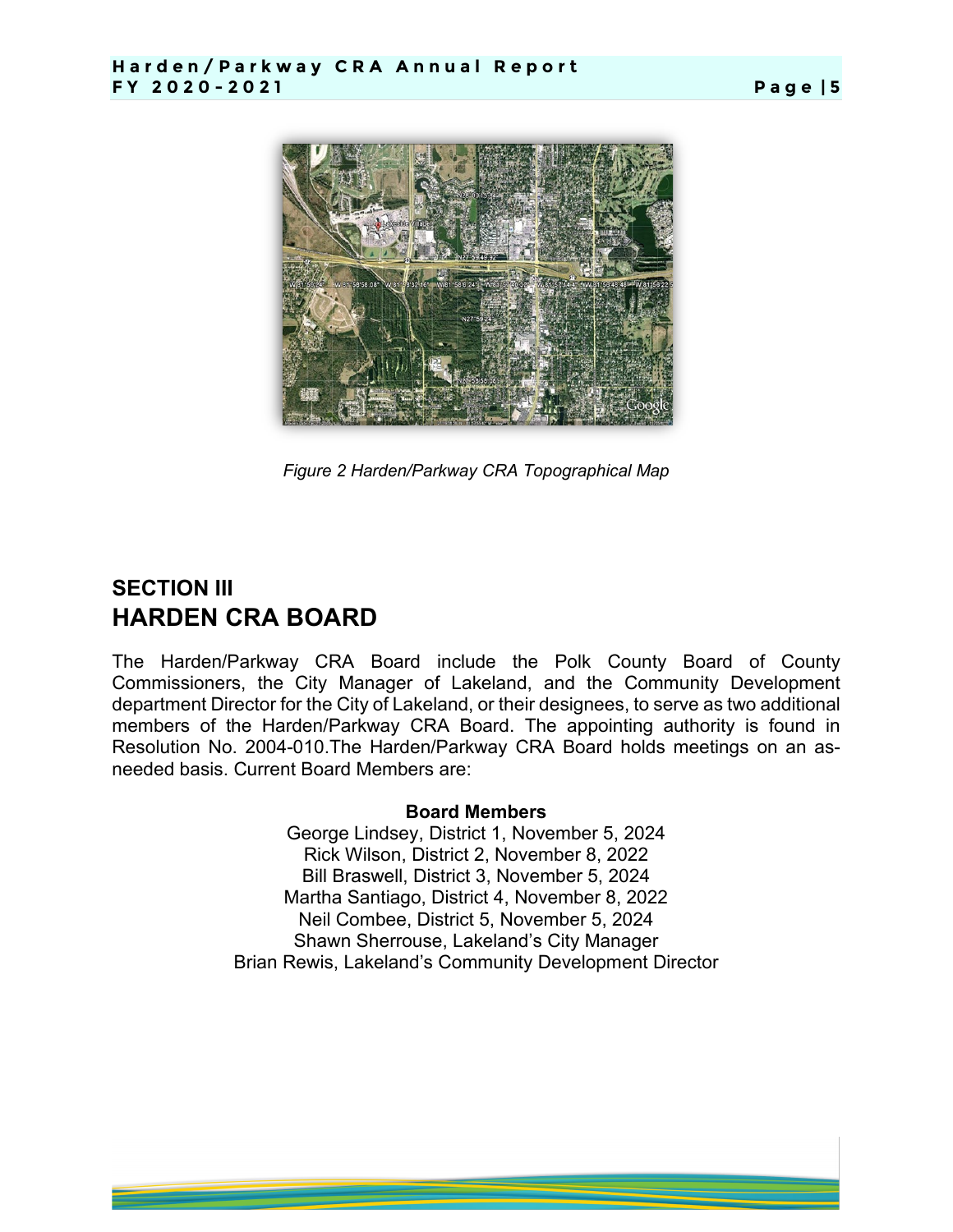*Figure 2 Harden/Parkway CRA Topographical Map*

## SECTION III
# HARDEN CRA BOARD

The Harden/Parkway CRA Board include the Polk County Board of County Commissioners, the City Manager of Lakeland, and the Community Development department Director for the City of Lakeland, or their designees, to serve as two additional members of the Harden/Parkway CRA Board. The appointing authority is found in Resolution No. 2004-010.The Harden/Parkway CRA Board holds meetings on an as-needed basis. Current Board Members are:

**Board Members**

George Lindsey, District 1, November 5, 2024
Rick Wilson, District 2, November 8, 2022
Bill Braswell, District 3, November 5, 2024
Martha Santiago, District 4, November 8, 2022
Neil Combee, District 5, November 5, 2024
Shawn Sherrouse, Lakeland's City Manager
Brian Rewis, Lakeland's Community Development Director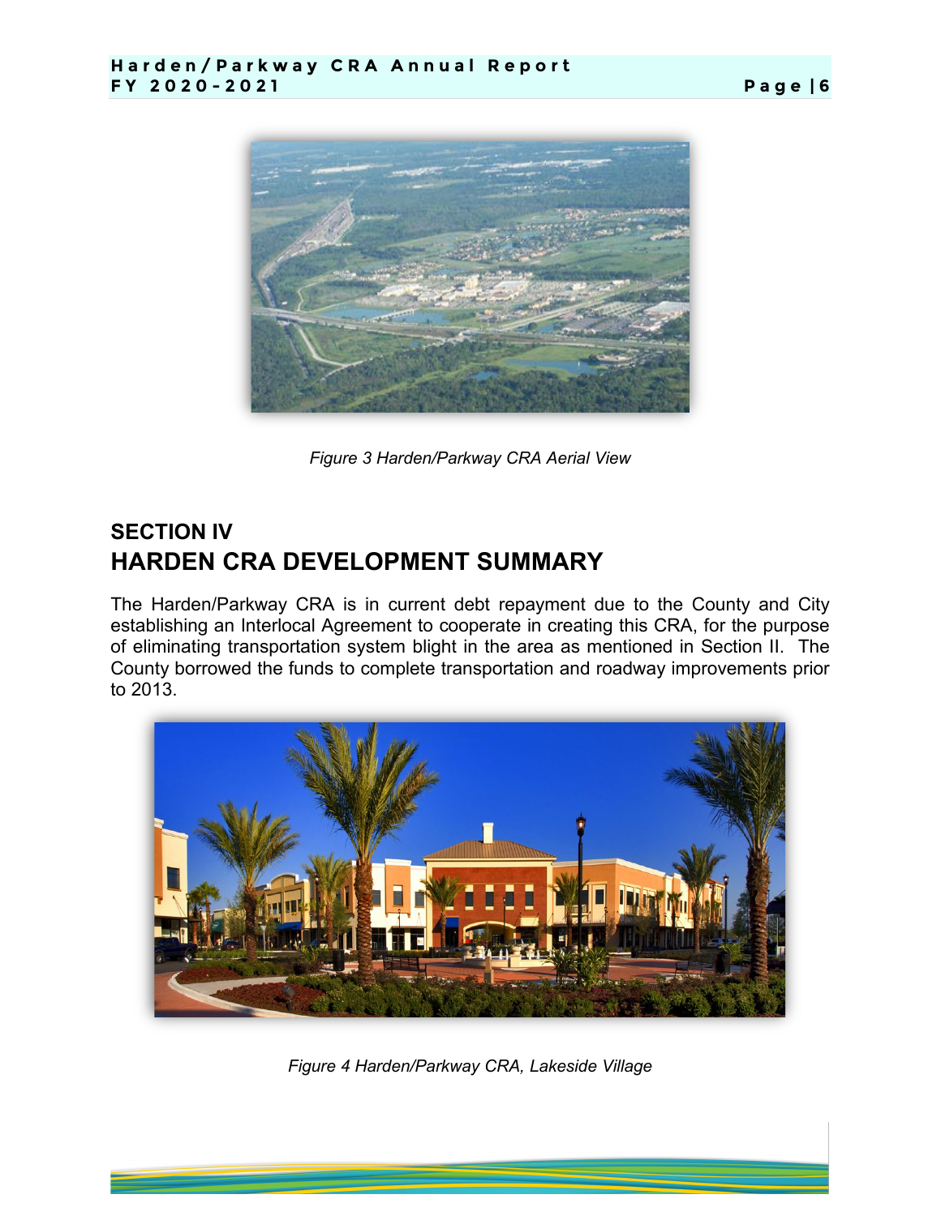*Figure 3 Harden/Parkway CRA Aerial View*

## SECTION IV
# HARDEN CRA DEVELOPMENT SUMMARY

The Harden/Parkway CRA is in current debt repayment due to the County and City establishing an Interlocal Agreement to cooperate in creating this CRA, for the purpose of eliminating transportation system blight in the area as mentioned in Section II. The County borrowed the funds to complete transportation and roadway improvements prior to 2013.

*Figure 4 Harden/Parkway CRA, Lakeside Village*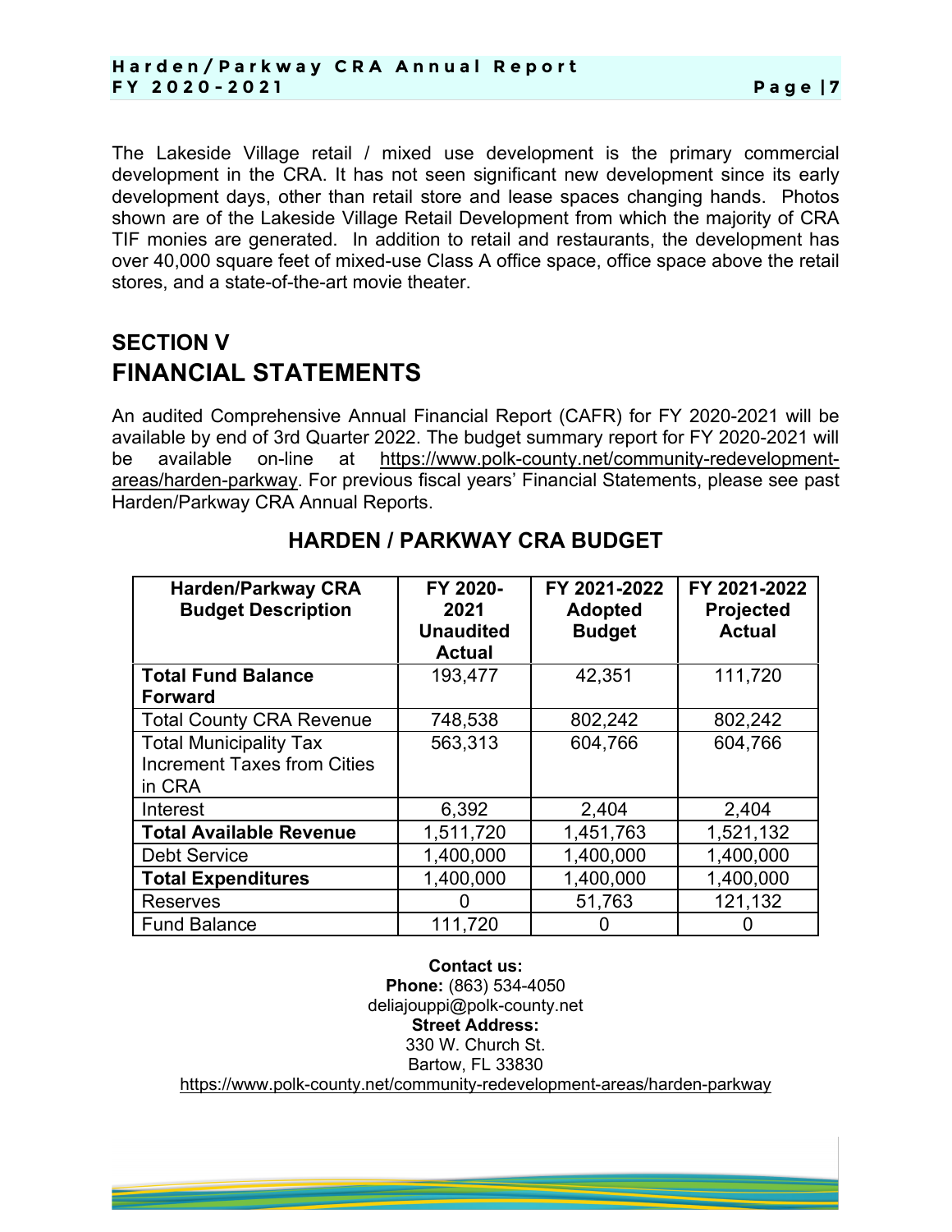The Lakeside Village retail / mixed use development is the primary commercial development in the CRA. It has not seen significant new development since its early development days, other than retail store and lease spaces changing hands. Photos shown are of the Lakeside Village Retail Development from which the majority of CRA TIF monies are generated. In addition to retail and restaurants, the development has over 40,000 square feet of mixed-use Class A office space, office space above the retail stores, and a state-of-the-art movie theater.

## SECTION V

# FINANCIAL STATEMENTS

An audited Comprehensive Annual Financial Report (CAFR) for FY 2020-2021 will be available by end of 3rd Quarter 2022. The budget summary report for FY 2020-2021 will be available on-line at https://www.polk-county.net/community-redevelopment-areas/harden-parkway. For previous fiscal years' Financial Statements, please see past Harden/Parkway CRA Annual Reports.

### HARDEN / PARKWAY CRA BUDGET

| Harden/Parkway CRA Budget Description | FY 2020-2021 Unaudited Actual | FY 2021-2022 Adopted Budget | FY 2021-2022 Projected Actual |
|---|---|---|---|
| **Total Fund Balance Forward** | 193,477 | 42,351 | 111,720 |
| Total County CRA Revenue | 748,538 | 802,242 | 802,242 |
| Total Municipality Tax Increment Taxes from Cities in CRA | 563,313 | 604,766 | 604,766 |
| Interest | 6,392 | 2,404 | 2,404 |
| **Total Available Revenue** | 1,511,720 | 1,451,763 | 1,521,132 |
| Debt Service | 1,400,000 | 1,400,000 | 1,400,000 |
| **Total Expenditures** | 1,400,000 | 1,400,000 | 1,400,000 |
| Reserves | 0 | 51,763 | 121,132 |
| Fund Balance | 111,720 | 0 | 0 |

**Contact us:**
**Phone:** (863) 534-4050
deliajouppi@polk-county.net
**Street Address:**
330 W. Church St.
Bartow, FL 33830
https://www.polk-county.net/community-redevelopment-areas/harden-parkway